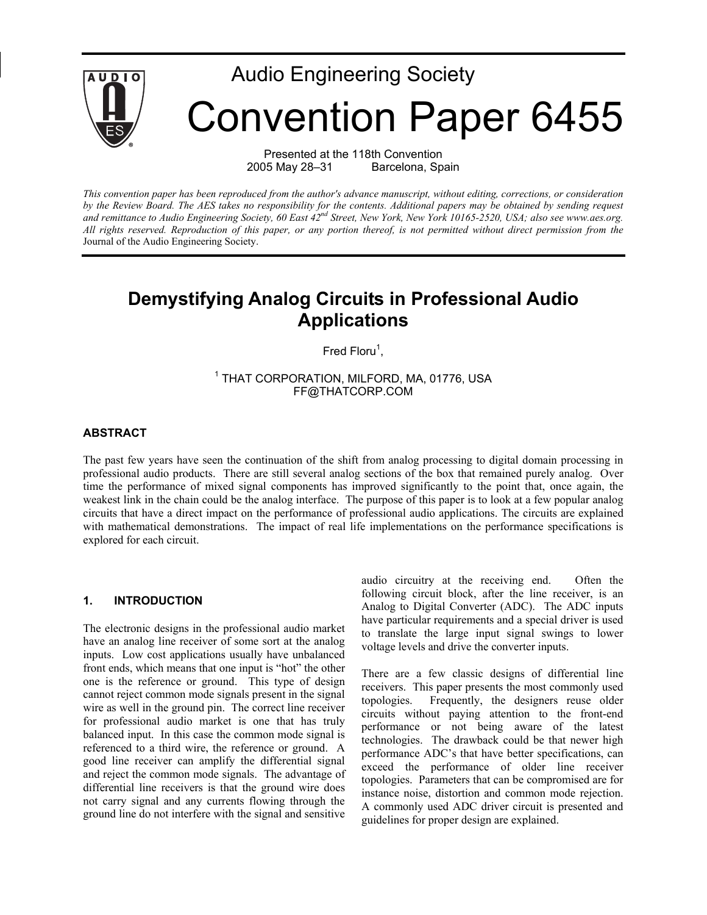Audio Engineering Society

# Convention Paper 6455

Presented at the 118th Convention
2005 May 28–31 Barcelona, Spain

*This convention paper has been reproduced from the author's advance manuscript, without editing, corrections, or consideration by the Review Board. The AES takes no responsibility for the contents. Additional papers may be obtained by sending request and remittance to Audio Engineering Society, 60 East 42nd Street, New York, New York 10165-2520, USA; also see www.aes.org. All rights reserved. Reproduction of this paper, or any portion thereof, is not permitted without direct permission from the* Journal of the Audio Engineering Society.

## Demystifying Analog Circuits in Professional Audio Applications

Fred Floru[1],

[1] THAT CORPORATION, MILFORD, MA, 01776, USA
FF@THATCORP.COM

### ABSTRACT

The past few years have seen the continuation of the shift from analog processing to digital domain processing in professional audio products. There are still several analog sections of the box that remained purely analog. Over time the performance of mixed signal components has improved significantly to the point that, once again, the weakest link in the chain could be the analog interface. The purpose of this paper is to look at a few popular analog circuits that have a direct impact on the performance of professional audio applications. The circuits are explained with mathematical demonstrations. The impact of real life implementations on the performance specifications is explored for each circuit.

### 1. INTRODUCTION

The electronic designs in the professional audio market have an analog line receiver of some sort at the analog inputs. Low cost applications usually have unbalanced front ends, which means that one input is "hot" the other one is the reference or ground. This type of design cannot reject common mode signals present in the signal wire as well in the ground pin. The correct line receiver for professional audio market is one that has truly balanced input. In this case the common mode signal is referenced to a third wire, the reference or ground. A good line receiver can amplify the differential signal and reject the common mode signals. The advantage of differential line receivers is that the ground wire does not carry signal and any currents flowing through the ground line do not interfere with the signal and sensitive audio circuitry at the receiving end. Often the following circuit block, after the line receiver, is an Analog to Digital Converter (ADC). The ADC inputs have particular requirements and a special driver is used to translate the large input signal swings to lower voltage levels and drive the converter inputs.

There are a few classic designs of differential line receivers. This paper presents the most commonly used topologies. Frequently, the designers reuse older circuits without paying attention to the front-end performance or not being aware of the latest technologies. The drawback could be that newer high performance ADC's that have better specifications, can exceed the performance of older line receiver topologies. Parameters that can be compromised are for instance noise, distortion and common mode rejection. A commonly used ADC driver circuit is presented and guidelines for proper design are explained.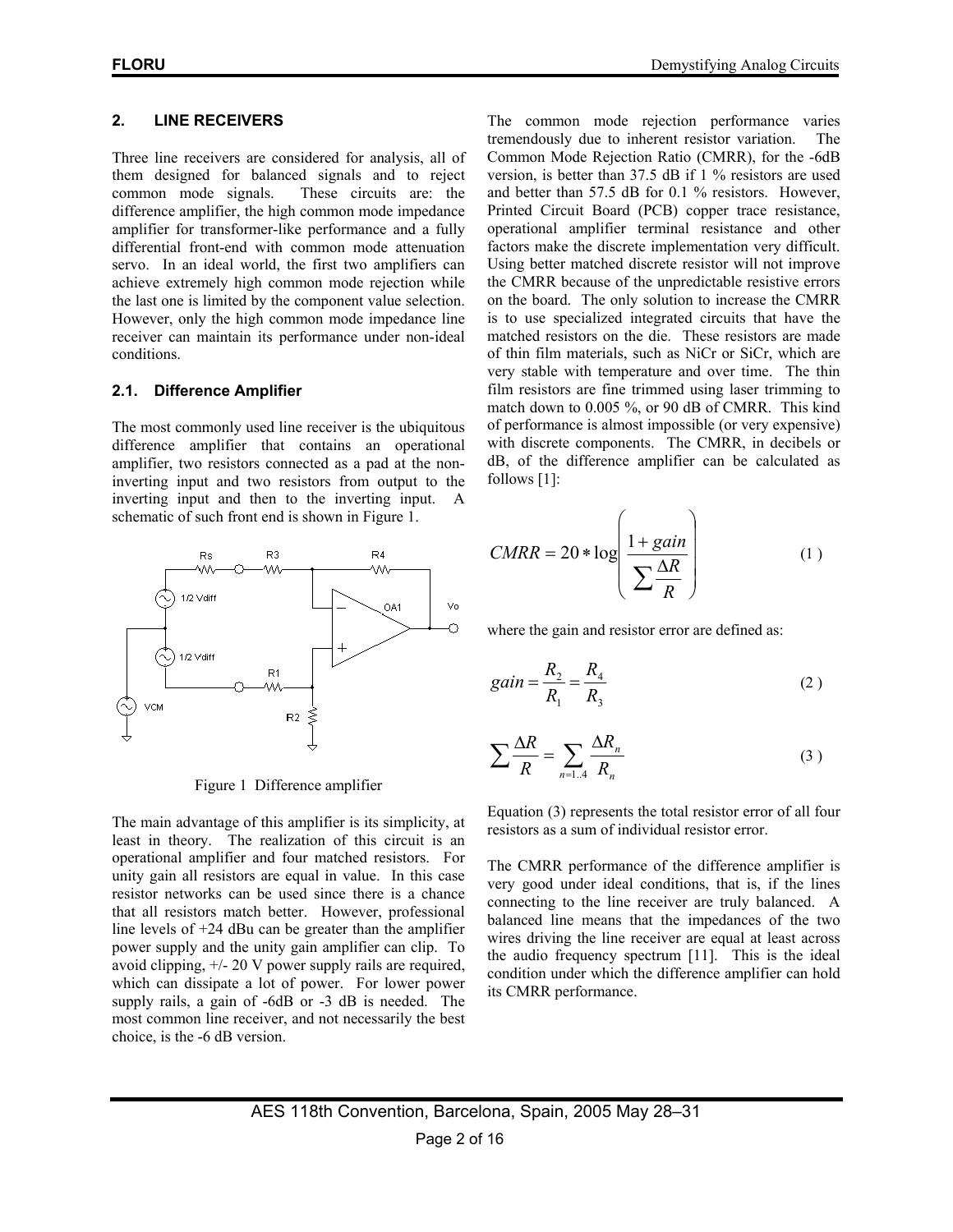## 2. LINE RECEIVERS

Three line receivers are considered for analysis, all of them designed for balanced signals and to reject common mode signals. These circuits are: the difference amplifier, the high common mode impedance amplifier for transformer-like performance and a fully differential front-end with common mode attenuation servo. In an ideal world, the first two amplifiers can achieve extremely high common mode rejection while the last one is limited by the component value selection. However, only the high common mode impedance line receiver can maintain its performance under non-ideal conditions.

### 2.1. Difference Amplifier

The most commonly used line receiver is the ubiquitous difference amplifier that contains an operational amplifier, two resistors connected as a pad at the non-inverting input and two resistors from output to the inverting input and then to the inverting input. A schematic of such front end is shown in Figure 1.

Figure 1 Difference amplifier

The main advantage of this amplifier is its simplicity, at least in theory. The realization of this circuit is an operational amplifier and four matched resistors. For unity gain all resistors are equal in value. In this case resistor networks can be used since there is a chance that all resistors match better. However, professional line levels of +24 dBu can be greater than the amplifier power supply and the unity gain amplifier can clip. To avoid clipping, +/- 20 V power supply rails are required, which can dissipate a lot of power. For lower power supply rails, a gain of -6dB or -3 dB is needed. The most common line receiver, and not necessarily the best choice, is the -6 dB version.

The common mode rejection performance varies tremendously due to inherent resistor variation. The Common Mode Rejection Ratio (CMRR), for the -6dB version, is better than 37.5 dB if 1 % resistors are used and better than 57.5 dB for 0.1 % resistors. However, Printed Circuit Board (PCB) copper trace resistance, operational amplifier terminal resistance and other factors make the discrete implementation very difficult. Using better matched discrete resistor will not improve the CMRR because of the unpredictable resistive errors on the board. The only solution to increase the CMRR is to use specialized integrated circuits that have the matched resistors on the die. These resistors are made of thin film materials, such as NiCr or SiCr, which are very stable with temperature and over time. The thin film resistors are fine trimmed using laser trimming to match down to 0.005 %, or 90 dB of CMRR. This kind of performance is almost impossible (or very expensive) with discrete components. The CMRR, in decibels or dB, of the difference amplifier can be calculated as follows [1]:

$$CMRR = 20 * \log\left(\frac{1 + gain}{\sum \frac{\Delta R}{R}}\right) \tag{1}$$

where the gain and resistor error are defined as:

$$gain = \frac{R_2}{R_1} = \frac{R_4}{R_3} \tag{2}$$

$$\sum \frac{\Delta R}{R} = \sum_{n=1..4} \frac{\Delta R_n}{R_n} \tag{3}$$

Equation (3) represents the total resistor error of all four resistors as a sum of individual resistor error.

The CMRR performance of the difference amplifier is very good under ideal conditions, that is, if the lines connecting to the line receiver are truly balanced. A balanced line means that the impedances of the two wires driving the line receiver are equal at least across the audio frequency spectrum [11]. This is the ideal condition under which the difference amplifier can hold its CMRR performance.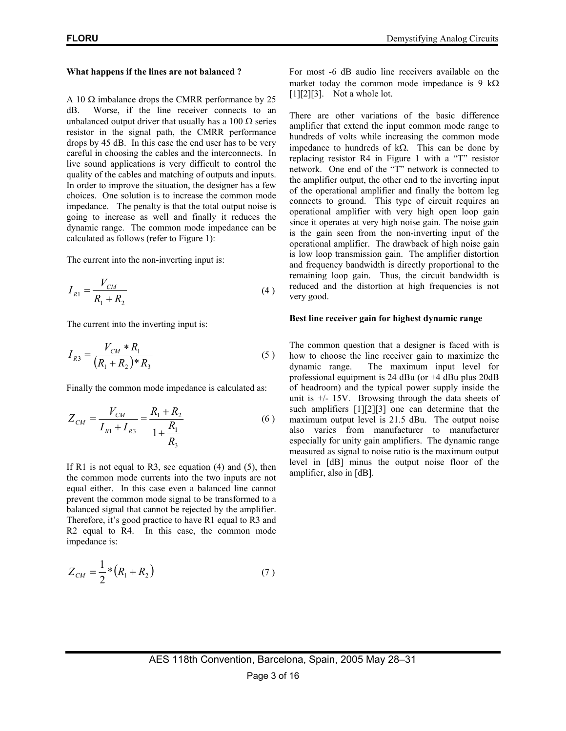**What happens if the lines are not balanced ?**

A 10 Ω imbalance drops the CMRR performance by 25 dB. Worse, if the line receiver connects to an unbalanced output driver that usually has a 100 Ω series resistor in the signal path, the CMRR performance drops by 45 dB. In this case the end user has to be very careful in choosing the cables and the interconnects. In live sound applications is very difficult to control the quality of the cables and matching of outputs and inputs. In order to improve the situation, the designer has a few choices. One solution is to increase the common mode impedance. The penalty is that the total output noise is going to increase as well and finally it reduces the dynamic range. The common mode impedance can be calculated as follows (refer to Figure 1):

The current into the non-inverting input is:

$$I_{R1} = \frac{V_{CM}}{R_1 + R_2} \tag{4}$$

The current into the inverting input is:

$$I_{R3} = \frac{V_{CM} * R_1}{(R_1 + R_2) * R_3} \tag{5}$$

Finally the common mode impedance is calculated as:

$$Z_{CM} = \frac{V_{CM}}{I_{R1} + I_{R3}} = \frac{R_1 + R_2}{1 + \dfrac{R_1}{R_3}} \tag{6}$$

If R1 is not equal to R3, see equation (4) and (5), then the common mode currents into the two inputs are not equal either. In this case even a balanced line cannot prevent the common mode signal to be transformed to a balanced signal that cannot be rejected by the amplifier. Therefore, it's good practice to have R1 equal to R3 and R2 equal to R4. In this case, the common mode impedance is:

$$Z_{CM} = \frac{1}{2} * (R_1 + R_2) \tag{7}$$

For most -6 dB audio line receivers available on the market today the common mode impedance is 9 kΩ [1][2][3]. Not a whole lot.

There are other variations of the basic difference amplifier that extend the input common mode range to hundreds of volts while increasing the common mode impedance to hundreds of kΩ. This can be done by replacing resistor R4 in Figure 1 with a "T" resistor network. One end of the "T" network is connected to the amplifier output, the other end to the inverting input of the operational amplifier and finally the bottom leg connects to ground. This type of circuit requires an operational amplifier with very high open loop gain since it operates at very high noise gain. The noise gain is the gain seen from the non-inverting input of the operational amplifier. The drawback of high noise gain is low loop transmission gain. The amplifier distortion and frequency bandwidth is directly proportional to the remaining loop gain. Thus, the circuit bandwidth is reduced and the distortion at high frequencies is not very good.

**Best line receiver gain for highest dynamic range**

The common question that a designer is faced with is how to choose the line receiver gain to maximize the dynamic range. The maximum input level for professional equipment is 24 dBu (or +4 dBu plus 20dB of headroom) and the typical power supply inside the unit is +/- 15V. Browsing through the data sheets of such amplifiers [1][2][3] one can determine that the maximum output level is 21.5 dBu. The output noise also varies from manufacturer to manufacturer especially for unity gain amplifiers. The dynamic range measured as signal to noise ratio is the maximum output level in [dB] minus the output noise floor of the amplifier, also in [dB].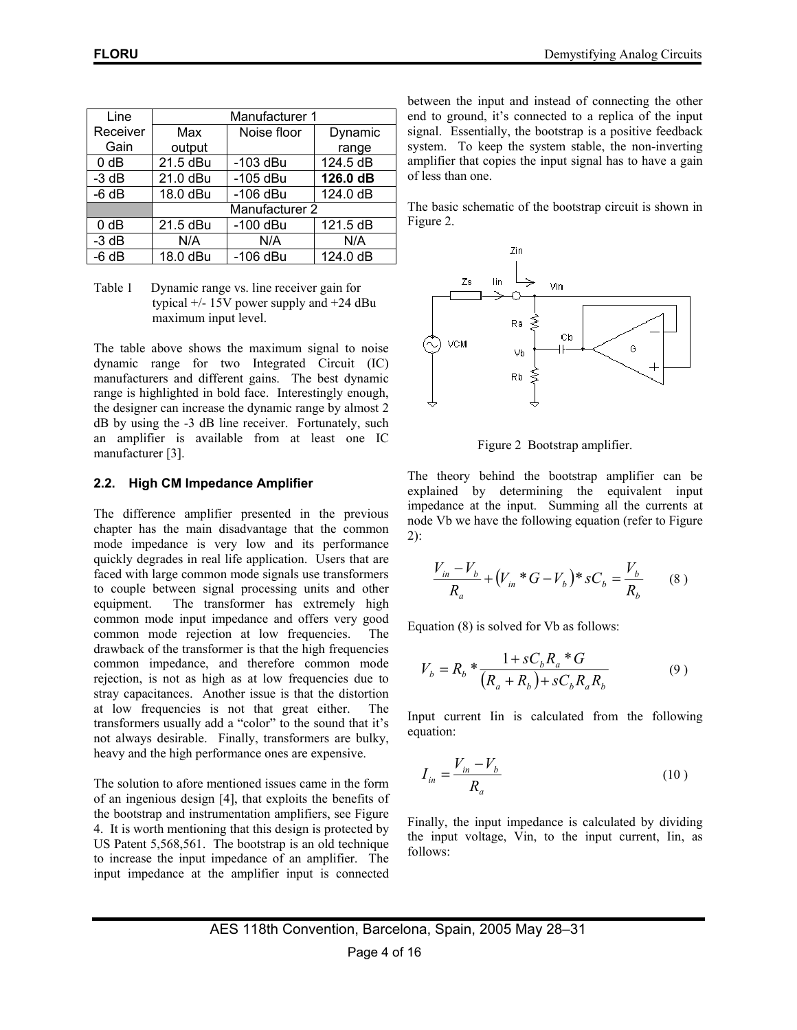| Line Receiver Gain | Manufacturer 1 | | |
|---|---|---|---|
| | Max output | Noise floor | Dynamic range |
| 0 dB | 21.5 dBu | -103 dBu | 124.5 dB |
| -3 dB | 21.0 dBu | -105 dBu | **126.0 dB** |
| -6 dB | 18.0 dBu | -106 dBu | 124.0 dB |
| | Manufacturer 2 | | |
| 0 dB | 21.5 dBu | -100 dBu | 121.5 dB |
| -3 dB | N/A | N/A | N/A |
| -6 dB | 18.0 dBu | -106 dBu | 124.0 dB |

Table 1 Dynamic range vs. line receiver gain for typical +/- 15V power supply and +24 dBu maximum input level.

The table above shows the maximum signal to noise dynamic range for two Integrated Circuit (IC) manufacturers and different gains. The best dynamic range is highlighted in bold face. Interestingly enough, the designer can increase the dynamic range by almost 2 dB by using the -3 dB line receiver. Fortunately, such an amplifier is available from at least one IC manufacturer [3].

### 2.2. High CM Impedance Amplifier

The difference amplifier presented in the previous chapter has the main disadvantage that the common mode impedance is very low and its performance quickly degrades in real life application. Users that are faced with large common mode signals use transformers to couple between signal processing units and other equipment. The transformer has extremely high common mode input impedance and offers very good common mode rejection at low frequencies. The drawback of the transformer is that the high frequencies common impedance, and therefore common mode rejection, is not as high as at low frequencies due to stray capacitances. Another issue is that the distortion at low frequencies is not that great either. The transformers usually add a "color" to the sound that it's not always desirable. Finally, transformers are bulky, heavy and the high performance ones are expensive.

The solution to afore mentioned issues came in the form of an ingenious design [4], that exploits the benefits of the bootstrap and instrumentation amplifiers, see Figure 4. It is worth mentioning that this design is protected by US Patent 5,568,561. The bootstrap is an old technique to increase the input impedance of an amplifier. The input impedance at the amplifier input is connected between the input and instead of connecting the other end to ground, it's connected to a replica of the input signal. Essentially, the bootstrap is a positive feedback system. To keep the system stable, the non-inverting amplifier that copies the input signal has to have a gain of less than one.

The basic schematic of the bootstrap circuit is shown in Figure 2.

Figure 2 Bootstrap amplifier.

The theory behind the bootstrap amplifier can be explained by determining the equivalent input impedance at the input. Summing all the currents at node Vb we have the following equation (refer to Figure 2):

$$\frac{V_{in} - V_b}{R_a} + \left(V_{in} * G - V_b\right) * sC_b = \frac{V_b}{R_b} \qquad (8)$$

Equation (8) is solved for Vb as follows:

$$V_b = R_b * \frac{1 + sC_b R_a * G}{\left(R_a + R_b\right) + sC_b R_a R_b} \qquad (9)$$

Input current Iin is calculated from the following equation:

$$I_{in} = \frac{V_{in} - V_b}{R_a} \qquad (10)$$

Finally, the input impedance is calculated by dividing the input voltage, Vin, to the input current, Iin, as follows: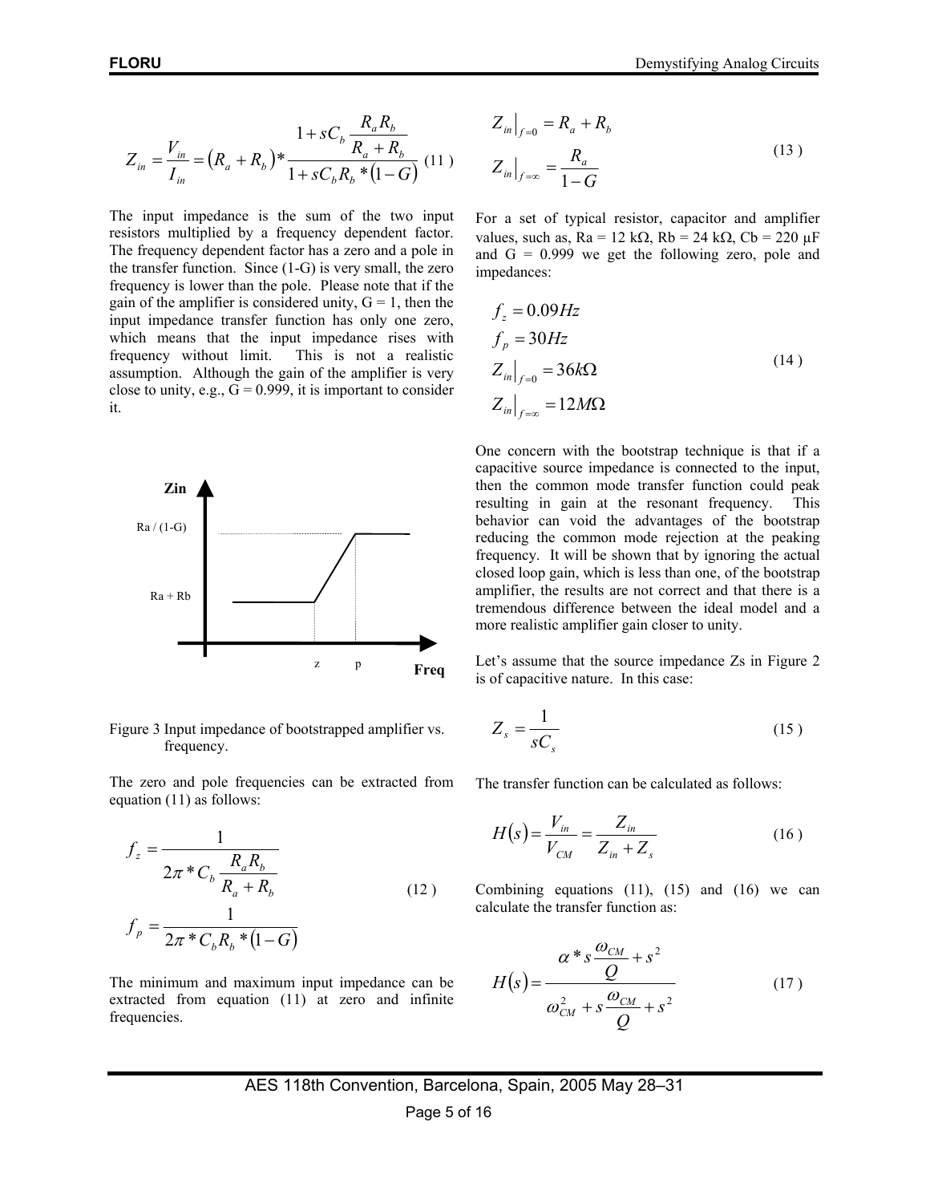$$Z_{in} = \frac{V_{in}}{I_{in}} = \left(R_a + R_b\right) * \frac{1 + sC_b \dfrac{R_a R_b}{R_a + R_b}}{1 + sC_b R_b * \left(1 - G\right)} \quad (11)$$

The input impedance is the sum of the two input resistors multiplied by a frequency dependent factor. The frequency dependent factor has a zero and a pole in the transfer function. Since (1-G) is very small, the zero frequency is lower than the pole. Please note that if the gain of the amplifier is considered unity, $G = 1$, then the input impedance transfer function has only one zero, which means that the input impedance rises with frequency without limit. This is not a realistic assumption. Although the gain of the amplifier is very close to unity, e.g., $G = 0.999$, it is important to consider it.

Figure 3 Input impedance of bootstrapped amplifier vs. frequency.

The zero and pole frequencies can be extracted from equation (11) as follows:

$$f_z = \frac{1}{2\pi * C_b \dfrac{R_a R_b}{R_a + R_b}}$$
$$f_p = \frac{1}{2\pi * C_b R_b * \left(1 - G\right)} \quad (12)$$

The minimum and maximum input impedance can be extracted from equation (11) at zero and infinite frequencies.

$$Z_{in}\Big|_{f=0} = R_a + R_b$$
$$Z_{in}\Big|_{f=\infty} = \frac{R_a}{1 - G} \quad (13)$$

For a set of typical resistor, capacitor and amplifier values, such as, Ra = 12 kΩ, Rb = 24 kΩ, Cb = 220 μF and G = 0.999 we get the following zero, pole and impedances:

$$f_z = 0.09Hz$$
$$f_p = 30Hz$$
$$Z_{in}\Big|_{f=0} = 36k\Omega$$
$$Z_{in}\Big|_{f=\infty} = 12M\Omega \quad (14)$$

One concern with the bootstrap technique is that if a capacitive source impedance is connected to the input, then the common mode transfer function could peak resulting in gain at the resonant frequency. This behavior can void the advantages of the bootstrap reducing the common mode rejection at the peaking frequency. It will be shown that by ignoring the actual closed loop gain, which is less than one, of the bootstrap amplifier, the results are not correct and that there is a tremendous difference between the ideal model and a more realistic amplifier gain closer to unity.

Let's assume that the source impedance Zs in Figure 2 is of capacitive nature. In this case:

$$Z_s = \frac{1}{sC_s} \quad (15)$$

The transfer function can be calculated as follows:

$$H(s) = \frac{V_{in}}{V_{CM}} = \frac{Z_{in}}{Z_{in} + Z_s} \quad (16)$$

Combining equations (11), (15) and (16) we can calculate the transfer function as:

$$H(s) = \frac{\alpha * s \dfrac{\omega_{CM}}{Q} + s^2}{\omega_{CM}^2 + s \dfrac{\omega_{CM}}{Q} + s^2} \quad (17)$$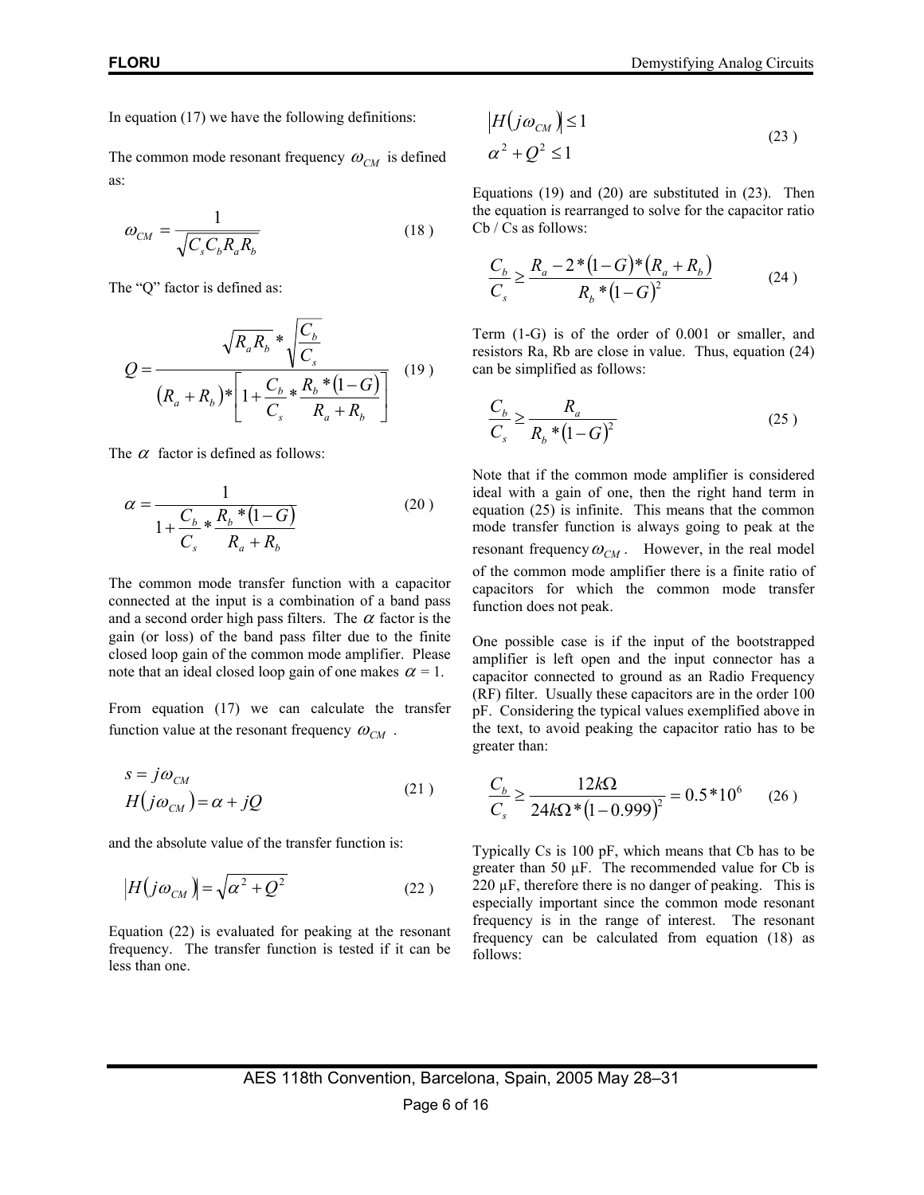In equation (17) we have the following definitions:

The common mode resonant frequency $\omega_{CM}$ is defined as:

$$\omega_{CM} = \frac{1}{\sqrt{C_s C_b R_a R_b}} \tag{18}$$

The "Q" factor is defined as:

$$Q = \frac{\sqrt{R_a R_b} * \sqrt{\frac{C_b}{C_s}}}{\left(R_a + R_b\right) * \left[1 + \frac{C_b}{C_s} * \frac{R_b * (1-G)}{R_a + R_b}\right]} \tag{19}$$

The $\alpha$ factor is defined as follows:

$$\alpha = \frac{1}{1 + \frac{C_b}{C_s} * \frac{R_b * (1-G)}{R_a + R_b}} \tag{20}$$

The common mode transfer function with a capacitor connected at the input is a combination of a band pass and a second order high pass filters. The $\alpha$ factor is the gain (or loss) of the band pass filter due to the finite closed loop gain of the common mode amplifier. Please note that an ideal closed loop gain of one makes $\alpha = 1$.

From equation (17) we can calculate the transfer function value at the resonant frequency $\omega_{CM}$.

$$\begin{aligned} s &= j\omega_{CM} \\ H\left(j\omega_{CM}\right) &= \alpha + jQ \end{aligned} \tag{21}$$

and the absolute value of the transfer function is:

$$\left|H\left(j\omega_{CM}\right)\right| = \sqrt{\alpha^2 + Q^2} \tag{22}$$

Equation (22) is evaluated for peaking at the resonant frequency. The transfer function is tested if it can be less than one.

$$\begin{aligned} \left|H\left(j\omega_{CM}\right)\right| &\leq 1 \\ \alpha^2 + Q^2 &\leq 1 \end{aligned} \tag{23}$$

Equations (19) and (20) are substituted in (23). Then the equation is rearranged to solve for the capacitor ratio Cb / Cs as follows:

$$\frac{C_b}{C_s} \geq \frac{R_a - 2*(1-G)*(R_a + R_b)}{R_b * (1-G)^2} \tag{24}$$

Term (1-G) is of the order of 0.001 or smaller, and resistors Ra, Rb are close in value. Thus, equation (24) can be simplified as follows:

$$\frac{C_b}{C_s} \geq \frac{R_a}{R_b * (1-G)^2} \tag{25}$$

Note that if the common mode amplifier is considered ideal with a gain of one, then the right hand term in equation (25) is infinite. This means that the common mode transfer function is always going to peak at the resonant frequency $\omega_{CM}$. However, in the real model of the common mode amplifier there is a finite ratio of capacitors for which the common mode transfer function does not peak.

One possible case is if the input of the bootstrapped amplifier is left open and the input connector has a capacitor connected to ground as an Radio Frequency (RF) filter. Usually these capacitors are in the order 100 pF. Considering the typical values exemplified above in the text, to avoid peaking the capacitor ratio has to be greater than:

$$\frac{C_b}{C_s} \geq \frac{12k\Omega}{24k\Omega * (1-0.999)^2} = 0.5*10^6 \tag{26}$$

Typically Cs is 100 pF, which means that Cb has to be greater than 50 µF. The recommended value for Cb is 220 µF, therefore there is no danger of peaking. This is especially important since the common mode resonant frequency is in the range of interest. The resonant frequency can be calculated from equation (18) as follows: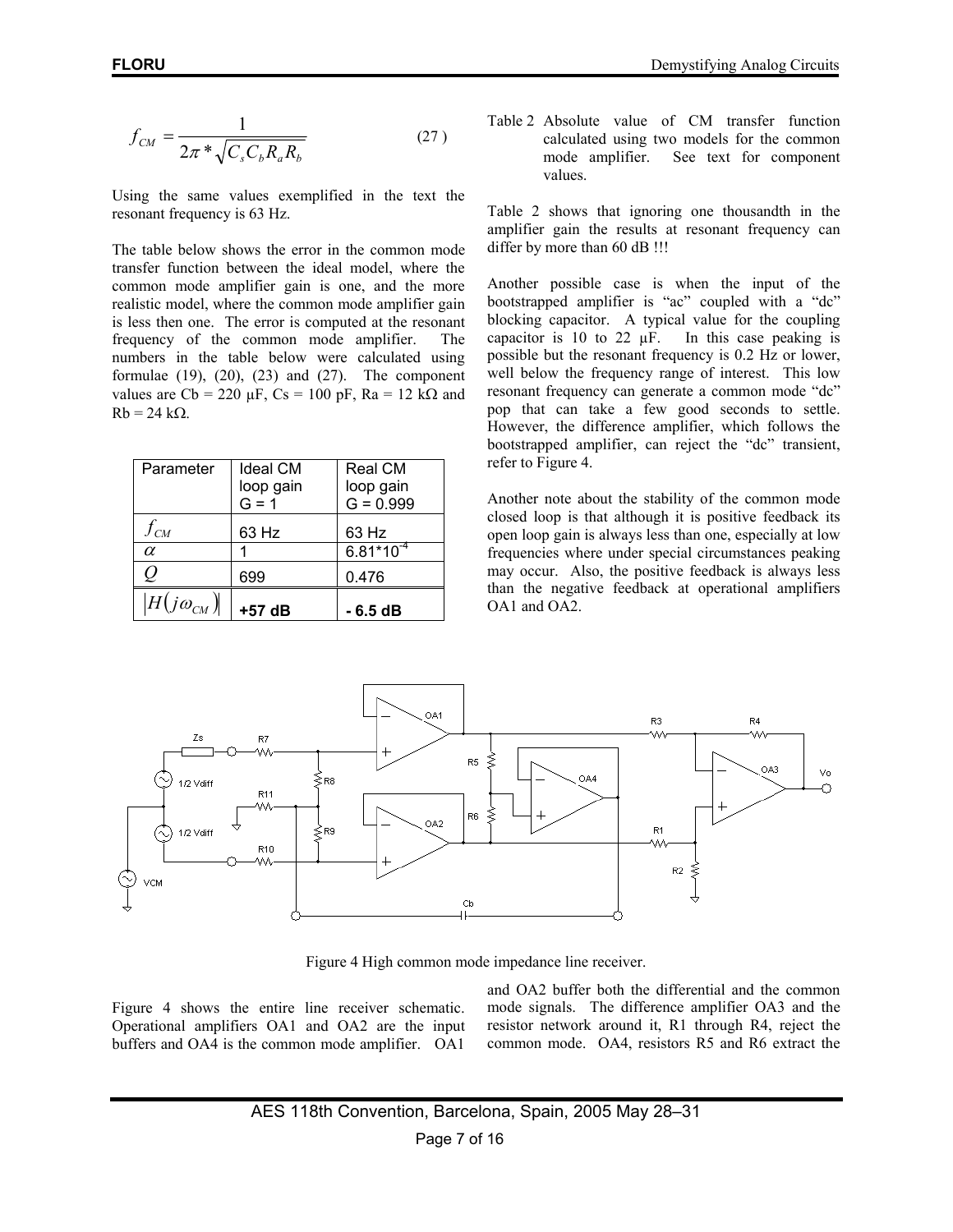$$f_{CM} = \frac{1}{2\pi * \sqrt{C_s C_b R_a R_b}} \qquad (27)$$

Using the same values exemplified in the text the resonant frequency is 63 Hz.

The table below shows the error in the common mode transfer function between the ideal model, where the common mode amplifier gain is one, and the more realistic model, where the common mode amplifier gain is less then one. The error is computed at the resonant frequency of the common mode amplifier. The numbers in the table below were calculated using formulae (19), (20), (23) and (27). The component values are Cb = 220 µF, Cs = 100 pF, Ra = 12 kΩ and Rb = 24 kΩ.

| Parameter | Ideal CM loop gain G = 1 | Real CM loop gain G = 0.999 |
|---|---|---|
| $f_{CM}$ | 63 Hz | 63 Hz |
| $\alpha$ | 1 | $6.81*10^{-4}$ |
| $Q$ | 699 | 0.476 |
| $\left\|H(j\omega_{CM})\right\|$ | **+57 dB** | **- 6.5 dB** |

Table 2 Absolute value of CM transfer function calculated using two models for the common mode amplifier. See text for component values.

Table 2 shows that ignoring one thousandth in the amplifier gain the results at resonant frequency can differ by more than 60 dB !!!

Another possible case is when the input of the bootstrapped amplifier is "ac" coupled with a "dc" blocking capacitor. A typical value for the coupling capacitor is 10 to 22 µF. In this case peaking is possible but the resonant frequency is 0.2 Hz or lower, well below the frequency range of interest. This low resonant frequency can generate a common mode "dc" pop that can take a few good seconds to settle. However, the difference amplifier, which follows the bootstrapped amplifier, can reject the "dc" transient, refer to Figure 4.

Another note about the stability of the common mode closed loop is that although it is positive feedback its open loop gain is always less than one, especially at low frequencies where under special circumstances peaking may occur. Also, the positive feedback is always less than the negative feedback at operational amplifiers OA1 and OA2.

Figure 4 High common mode impedance line receiver.

Figure 4 shows the entire line receiver schematic. Operational amplifiers OA1 and OA2 are the input buffers and OA4 is the common mode amplifier. OA1 and OA2 buffer both the differential and the common mode signals. The difference amplifier OA3 and the resistor network around it, R1 through R4, reject the common mode. OA4, resistors R5 and R6 extract the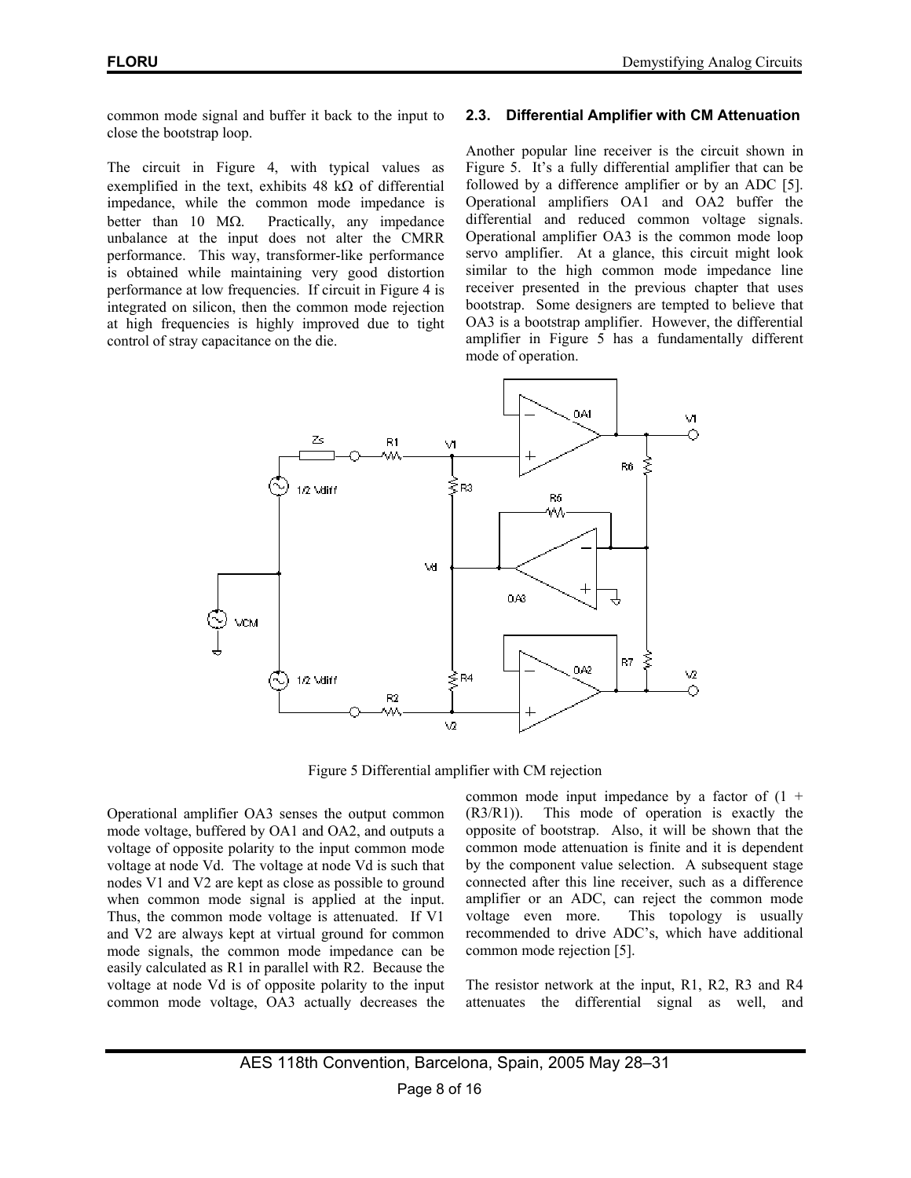common mode signal and buffer it back to the input to close the bootstrap loop.

The circuit in Figure 4, with typical values as exemplified in the text, exhibits 48 kΩ of differential impedance, while the common mode impedance is better than 10 MΩ. Practically, any impedance unbalance at the input does not alter the CMRR performance. This way, transformer-like performance is obtained while maintaining very good distortion performance at low frequencies. If circuit in Figure 4 is integrated on silicon, then the common mode rejection at high frequencies is highly improved due to tight control of stray capacitance on the die.

### 2.3. Differential Amplifier with CM Attenuation

Another popular line receiver is the circuit shown in Figure 5. It's a fully differential amplifier that can be followed by a difference amplifier or by an ADC [5]. Operational amplifiers OA1 and OA2 buffer the differential and reduced common voltage signals. Operational amplifier OA3 is the common mode loop servo amplifier. At a glance, this circuit might look similar to the high common mode impedance line receiver presented in the previous chapter that uses bootstrap. Some designers are tempted to believe that OA3 is a bootstrap amplifier. However, the differential amplifier in Figure 5 has a fundamentally different mode of operation.

Figure 5 Differential amplifier with CM rejection

Operational amplifier OA3 senses the output common mode voltage, buffered by OA1 and OA2, and outputs a voltage of opposite polarity to the input common mode voltage at node Vd. The voltage at node Vd is such that nodes V1 and V2 are kept as close as possible to ground when common mode signal is applied at the input. Thus, the common mode voltage is attenuated. If V1 and V2 are always kept at virtual ground for common mode signals, the common mode impedance can be easily calculated as R1 in parallel with R2. Because the voltage at node Vd is of opposite polarity to the input common mode voltage, OA3 actually decreases the common mode input impedance by a factor of $(1 + (R3/R1))$. This mode of operation is exactly the opposite of bootstrap. Also, it will be shown that the common mode attenuation is finite and it is dependent by the component value selection. A subsequent stage connected after this line receiver, such as a difference amplifier or an ADC, can reject the common mode voltage even more. This topology is usually recommended to drive ADC's, which have additional common mode rejection [5].

The resistor network at the input, R1, R2, R3 and R4 attenuates the differential signal as well, and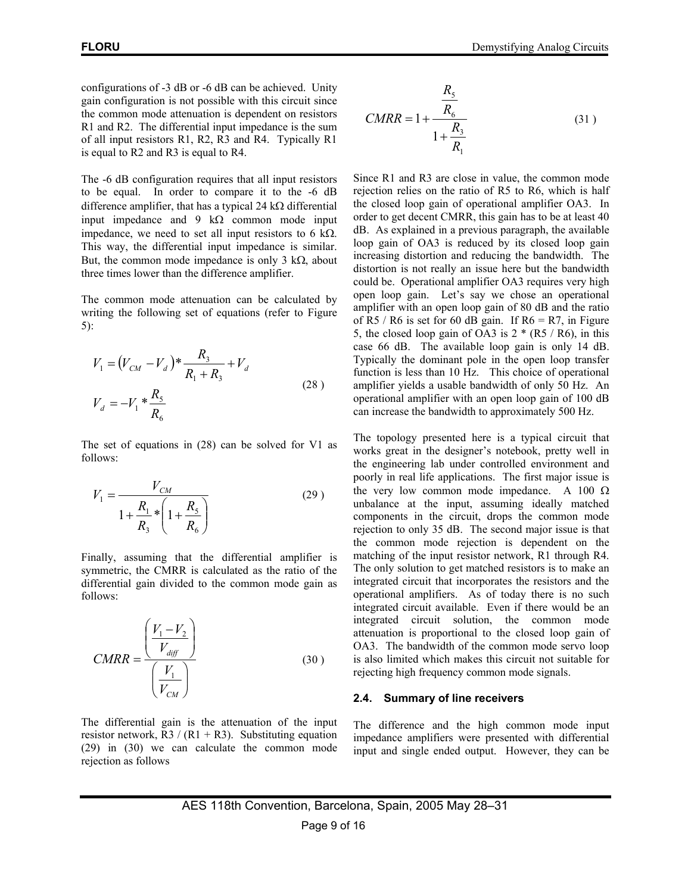configurations of -3 dB or -6 dB can be achieved. Unity gain configuration is not possible with this circuit since the common mode attenuation is dependent on resistors R1 and R2. The differential input impedance is the sum of all input resistors R1, R2, R3 and R4. Typically R1 is equal to R2 and R3 is equal to R4.

The -6 dB configuration requires that all input resistors to be equal. In order to compare it to the -6 dB difference amplifier, that has a typical 24 kΩ differential input impedance and 9 kΩ common mode input impedance, we need to set all input resistors to 6 kΩ. This way, the differential input impedance is similar. But, the common mode impedance is only 3 kΩ, about three times lower than the difference amplifier.

The common mode attenuation can be calculated by writing the following set of equations (refer to Figure 5):

$$
\begin{aligned}
V_1 &= \left(V_{CM} - V_d\right) * \frac{R_3}{R_1 + R_3} + V_d \\
V_d &= -V_1 * \frac{R_5}{R_6}
\end{aligned}
\tag{28}
$$

The set of equations in (28) can be solved for V1 as follows:

$$
V_1 = \frac{V_{CM}}{1 + \frac{R_1}{R_3} * \left(1 + \frac{R_5}{R_6}\right)}
\tag{29}
$$

Finally, assuming that the differential amplifier is symmetric, the CMRR is calculated as the ratio of the differential gain divided to the common mode gain as follows:

$$
CMRR = \frac{\left(\frac{V_1 - V_2}{V_{diff}}\right)}{\left(\frac{V_1}{V_{CM}}\right)}
\tag{30}
$$

The differential gain is the attenuation of the input resistor network, R3 / (R1 + R3). Substituting equation (29) in (30) we can calculate the common mode rejection as follows

$$
CMRR = 1 + \frac{\frac{R_5}{R_6}}{1 + \frac{R_3}{R_1}}
\tag{31}
$$

Since R1 and R3 are close in value, the common mode rejection relies on the ratio of R5 to R6, which is half the closed loop gain of operational amplifier OA3. In order to get decent CMRR, this gain has to be at least 40 dB. As explained in a previous paragraph, the available loop gain of OA3 is reduced by its closed loop gain increasing distortion and reducing the bandwidth. The distortion is not really an issue here but the bandwidth could be. Operational amplifier OA3 requires very high open loop gain. Let's say we chose an operational amplifier with an open loop gain of 80 dB and the ratio of R5 / R6 is set for 60 dB gain. If R6 = R7, in Figure 5, the closed loop gain of OA3 is 2 * (R5 / R6), in this case 66 dB. The available loop gain is only 14 dB. Typically the dominant pole in the open loop transfer function is less than 10 Hz. This choice of operational amplifier yields a usable bandwidth of only 50 Hz. An operational amplifier with an open loop gain of 100 dB can increase the bandwidth to approximately 500 Hz.

The topology presented here is a typical circuit that works great in the designer's notebook, pretty well in the engineering lab under controlled environment and poorly in real life applications. The first major issue is the very low common mode impedance. A 100 Ω unbalance at the input, assuming ideally matched components in the circuit, drops the common mode rejection to only 35 dB. The second major issue is that the common mode rejection is dependent on the matching of the input resistor network, R1 through R4. The only solution to get matched resistors is to make an integrated circuit that incorporates the resistors and the operational amplifiers. As of today there is no such integrated circuit available. Even if there would be an integrated circuit solution, the common mode attenuation is proportional to the closed loop gain of OA3. The bandwidth of the common mode servo loop is also limited which makes this circuit not suitable for rejecting high frequency common mode signals.

### 2.4. Summary of line receivers

The difference and the high common mode input impedance amplifiers were presented with differential input and single ended output. However, they can be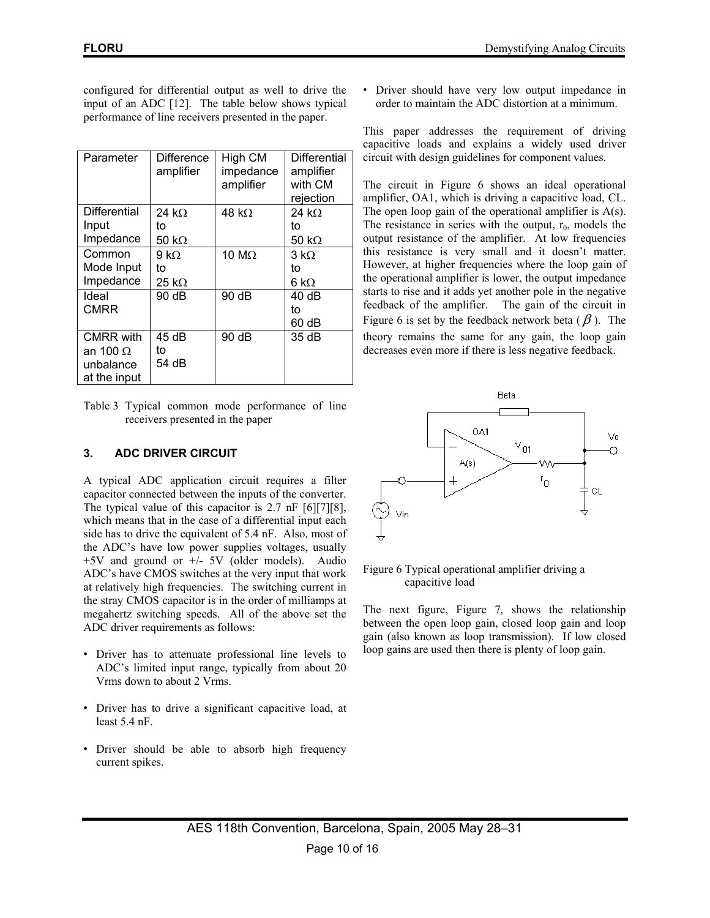configured for differential output as well to drive the input of an ADC [12]. The table below shows typical performance of line receivers presented in the paper.

| Parameter | Difference amplifier | High CM impedance amplifier | Differential amplifier with CM rejection |
|---|---|---|---|
| Differential Input Impedance | 24 kΩ to 50 kΩ | 48 kΩ | 24 kΩ to 50 kΩ |
| Common Mode Input Impedance | 9 kΩ to 25 kΩ | 10 MΩ | 3 kΩ to 6 kΩ |
| Ideal CMRR | 90 dB | 90 dB | 40 dB to 60 dB |
| CMRR with an 100 Ω unbalance at the input | 45 dB to 54 dB | 90 dB | 35 dB |

Table 3 Typical common mode performance of line receivers presented in the paper

## 3. ADC DRIVER CIRCUIT

A typical ADC application circuit requires a filter capacitor connected between the inputs of the converter. The typical value of this capacitor is 2.7 nF [6][7][8], which means that in the case of a differential input each side has to drive the equivalent of 5.4 nF. Also, most of the ADC's have low power supplies voltages, usually +5V and ground or +/- 5V (older models). Audio ADC's have CMOS switches at the very input that work at relatively high frequencies. The switching current in the stray CMOS capacitor is in the order of milliamps at megahertz switching speeds. All of the above set the ADC driver requirements as follows:

- Driver has to attenuate professional line levels to ADC's limited input range, typically from about 20 Vrms down to about 2 Vrms.
- Driver has to drive a significant capacitive load, at least 5.4 nF.
- Driver should be able to absorb high frequency current spikes.
- Driver should have very low output impedance in order to maintain the ADC distortion at a minimum.

This paper addresses the requirement of driving capacitive loads and explains a widely used driver circuit with design guidelines for component values.

The circuit in Figure 6 shows an ideal operational amplifier, OA1, which is driving a capacitive load, CL. The open loop gain of the operational amplifier is A(s). The resistance in series with the output, $r_0$, models the output resistance of the amplifier. At low frequencies this resistance is very small and it doesn't matter. However, at higher frequencies where the loop gain of the operational amplifier is lower, the output impedance starts to rise and it adds yet another pole in the negative feedback of the amplifier. The gain of the circuit in Figure 6 is set by the feedback network beta ($\beta$). The theory remains the same for any gain, the loop gain decreases even more if there is less negative feedback.

Figure 6 Typical operational amplifier driving a capacitive load

The next figure, Figure 7, shows the relationship between the open loop gain, closed loop gain and loop gain (also known as loop transmission). If low closed loop gains are used then there is plenty of loop gain.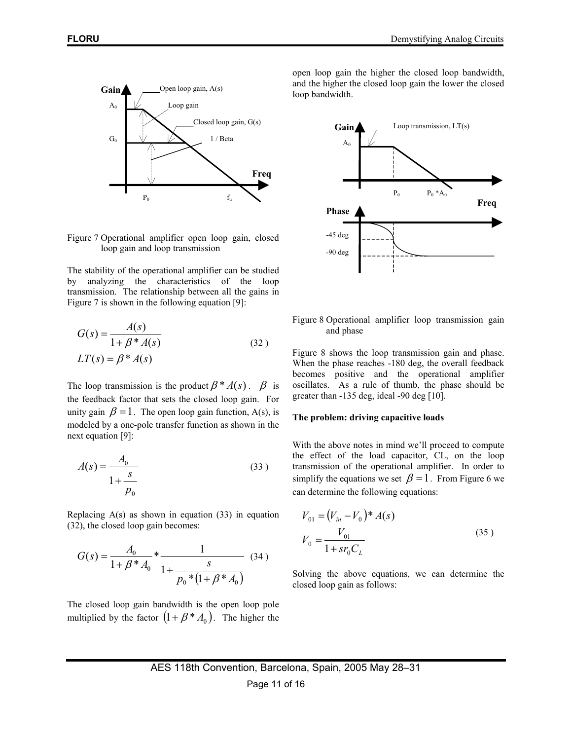Figure 7 Operational amplifier open loop gain, closed loop gain and loop transmission

The stability of the operational amplifier can be studied by analyzing the characteristics of the loop transmission. The relationship between all the gains in Figure 7 is shown in the following equation [9]:

$$G(s) = \frac{A(s)}{1 + \beta * A(s)} \qquad (32)$$
$$LT(s) = \beta * A(s)$$

The loop transmission is the product $\beta * A(s)$. $\beta$ is the feedback factor that sets the closed loop gain. For unity gain $\beta = 1$. The open loop gain function, A(s), is modeled by a one-pole transfer function as shown in the next equation [9]:

$$A(s) = \frac{A_0}{1 + \frac{s}{p_0}} \qquad (33)$$

Replacing A(s) as shown in equation (33) in equation (32), the closed loop gain becomes:

$$G(s) = \frac{A_0}{1 + \beta * A_0} * \frac{1}{1 + \frac{s}{p_0 * (1 + \beta * A_0)}} \qquad (34)$$

The closed loop gain bandwidth is the open loop pole multiplied by the factor $(1 + \beta * A_0)$. The higher the open loop gain the higher the closed loop bandwidth, and the higher the closed loop gain the lower the closed loop bandwidth.

Figure 8 Operational amplifier loop transmission gain and phase

Figure 8 shows the loop transmission gain and phase. When the phase reaches -180 deg, the overall feedback becomes positive and the operational amplifier oscillates. As a rule of thumb, the phase should be greater than -135 deg, ideal -90 deg [10].

**The problem: driving capacitive loads**

With the above notes in mind we'll proceed to compute the effect of the load capacitor, CL, on the loop transmission of the operational amplifier. In order to simplify the equations we set $\beta = 1$. From Figure 6 we can determine the following equations:

$$V_{01} = (V_{in} - V_0) * A(s)$$
$$V_0 = \frac{V_{01}}{1 + s r_0 C_L} \qquad (35)$$

Solving the above equations, we can determine the closed loop gain as follows: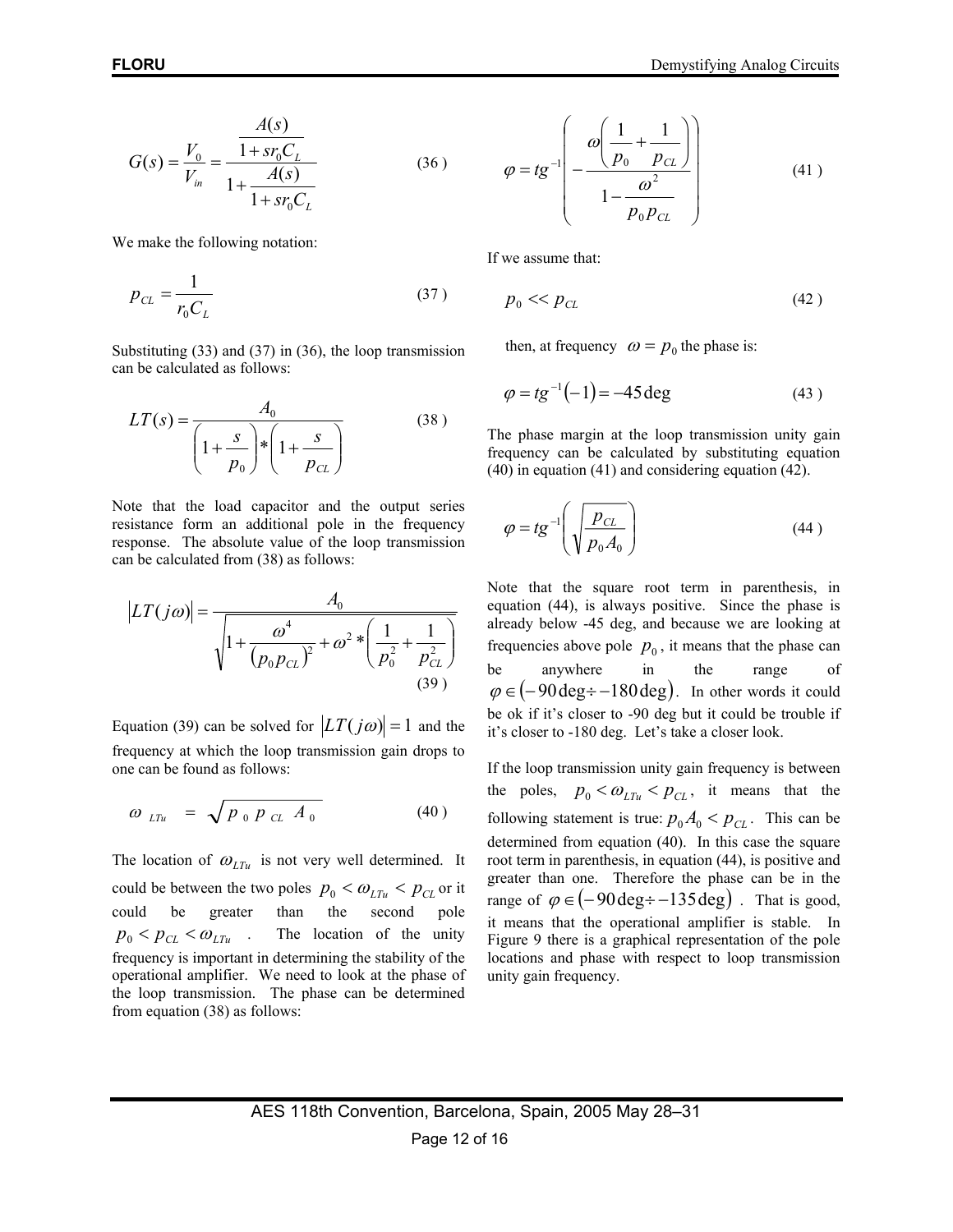$$G(s) = \frac{V_0}{V_{in}} = \frac{\dfrac{A(s)}{1 + sr_0C_L}}{1 + \dfrac{A(s)}{1 + sr_0C_L}} \tag{36}$$

We make the following notation:

$$p_{CL} = \frac{1}{r_0 C_L} \tag{37}$$

Substituting (33) and (37) in (36), the loop transmission can be calculated as follows:

$$LT(s) = \frac{A_0}{\left(1 + \dfrac{s}{p_0}\right) * \left(1 + \dfrac{s}{p_{CL}}\right)} \tag{38}$$

Note that the load capacitor and the output series resistance form an additional pole in the frequency response. The absolute value of the loop transmission can be calculated from (38) as follows:

$$\left|LT(j\omega)\right| = \frac{A_0}{\sqrt{1 + \dfrac{\omega^4}{\left(p_0 p_{CL}\right)^2} + \omega^2 * \left(\dfrac{1}{p_0^2} + \dfrac{1}{p_{CL}^2}\right)}} \tag{39}$$

Equation (39) can be solved for $\left|LT(j\omega)\right| = 1$ and the frequency at which the loop transmission gain drops to one can be found as follows:

$$\omega_{LTu} = \sqrt{p_0 \, p_{CL} \, A_0} \tag{40}$$

The location of $\omega_{LTu}$ is not very well determined. It could be between the two poles $p_0 < \omega_{LTu} < p_{CL}$ or it could be greater than the second pole $p_0 < p_{CL} < \omega_{LTu}$. The location of the unity frequency is important in determining the stability of the operational amplifier. We need to look at the phase of the loop transmission. The phase can be determined from equation (38) as follows:

$$\varphi = tg^{-1}\left(-\frac{\omega\left(\dfrac{1}{p_0} + \dfrac{1}{p_{CL}}\right)}{1 - \dfrac{\omega^2}{p_0 p_{CL}}}\right) \tag{41}$$

If we assume that:

$$p_0 << p_{CL} \tag{42}$$

then, at frequency $\omega = p_0$ the phase is:

$$\varphi = tg^{-1}(-1) = -45\,\text{deg} \tag{43}$$

The phase margin at the loop transmission unity gain frequency can be calculated by substituting equation (40) in equation (41) and considering equation (42).

$$\varphi = tg^{-1}\left(\sqrt{\frac{p_{CL}}{p_0 A_0}}\right) \tag{44}$$

Note that the square root term in parenthesis, in equation (44), is always positive. Since the phase is already below -45 deg, and because we are looking at frequencies above pole $p_0$, it means that the phase can be anywhere in the range of $\varphi \in (-90\,\text{deg} \div -180\,\text{deg})$. In other words it could be ok if it's closer to -90 deg but it could be trouble if it's closer to -180 deg. Let's take a closer look.

If the loop transmission unity gain frequency is between the poles, $p_0 < \omega_{LTu} < p_{CL}$, it means that the following statement is true: $p_0 A_0 < p_{CL}$. This can be determined from equation (40). In this case the square root term in parenthesis, in equation (44), is positive and greater than one. Therefore the phase can be in the range of $\varphi \in (-90\,\text{deg} \div -135\,\text{deg})$. That is good, it means that the operational amplifier is stable. In Figure 9 there is a graphical representation of the pole locations and phase with respect to loop transmission unity gain frequency.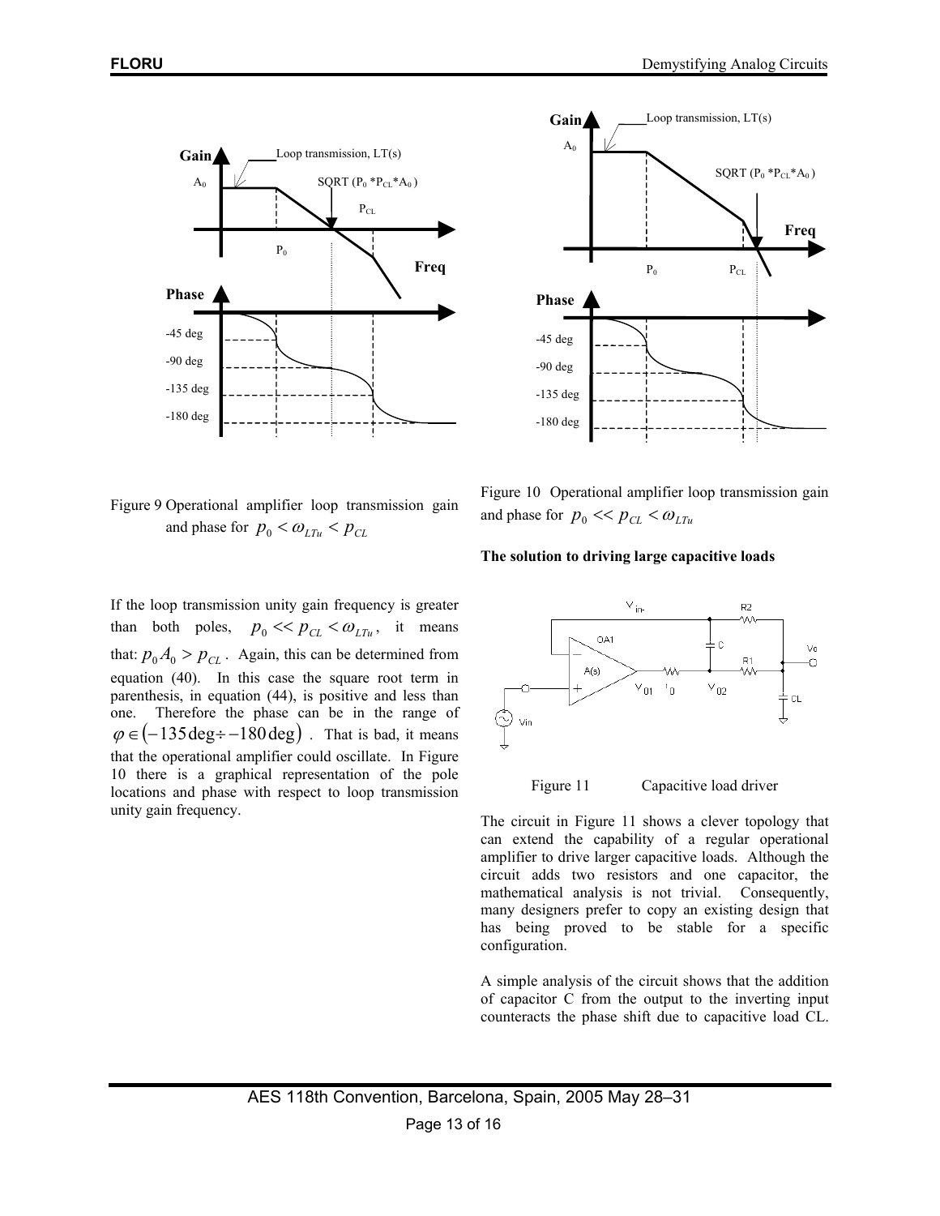Figure 9 Operational amplifier loop transmission gain and phase for $p_0 < \omega_{LTu} < p_{CL}$

If the loop transmission unity gain frequency is greater than both poles, $p_0 << p_{CL} < \omega_{LTu}$, it means that: $p_0 A_0 > p_{CL}$. Again, this can be determined from equation (40). In this case the square root term in parenthesis, in equation (44), is positive and less than one. Therefore the phase can be in the range of $\varphi \in (-135\deg \div -180\deg)$. That is bad, it means that the operational amplifier could oscillate. In Figure 10 there is a graphical representation of the pole locations and phase with respect to loop transmission unity gain frequency.

Figure 10 Operational amplifier loop transmission gain and phase for $p_0 << p_{CL} < \omega_{LTu}$

**The solution to driving large capacitive loads**

Figure 11 Capacitive load driver

The circuit in Figure 11 shows a clever topology that can extend the capability of a regular operational amplifier to drive larger capacitive loads. Although the circuit adds two resistors and one capacitor, the mathematical analysis is not trivial. Consequently, many designers prefer to copy an existing design that has being proved to be stable for a specific configuration.

A simple analysis of the circuit shows that the addition of capacitor C from the output to the inverting input counteracts the phase shift due to capacitive load CL.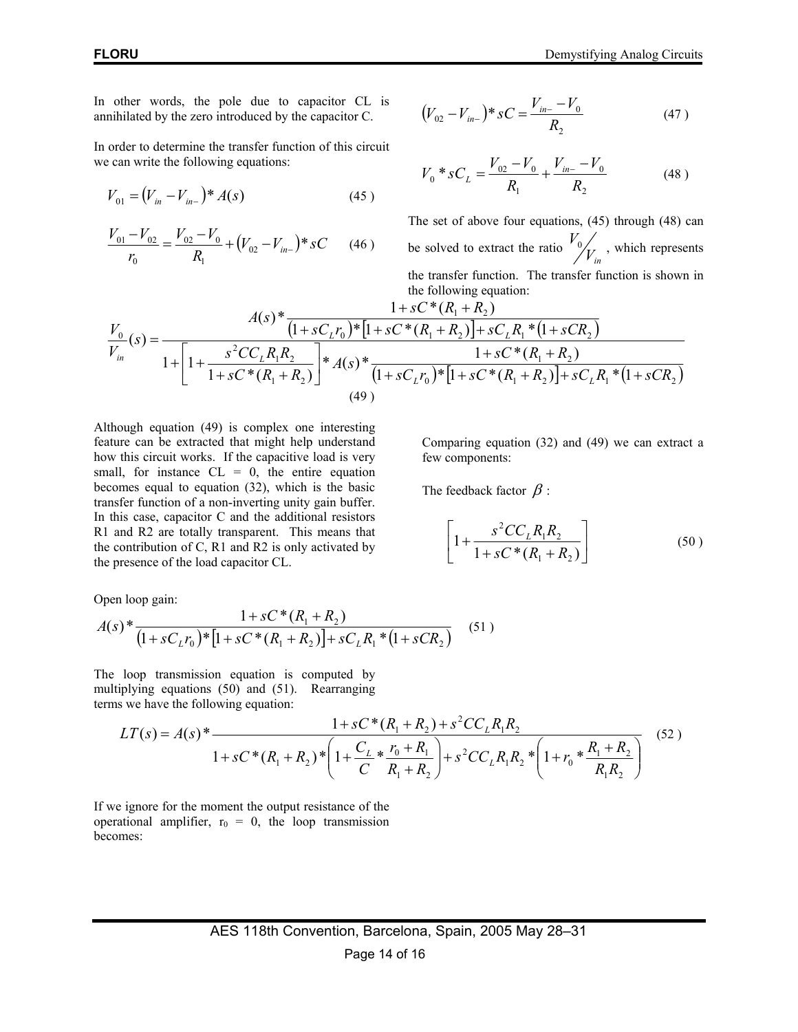In other words, the pole due to capacitor CL is annihilated by the zero introduced by the capacitor C.

In order to determine the transfer function of this circuit we can write the following equations:

$$V_{01} = \left(V_{in} - V_{in-}\right) * A(s) \tag{45}$$

$$\frac{V_{01} - V_{02}}{r_0} = \frac{V_{02} - V_0}{R_1} + \left(V_{02} - V_{in-}\right) * sC \tag{46}$$

$$\left(V_{02} - V_{in-}\right) * sC = \frac{V_{in-} - V_0}{R_2} \tag{47}$$

$$V_0 * sC_L = \frac{V_{02} - V_0}{R_1} + \frac{V_{in-} - V_0}{R_2} \tag{48}$$

The set of above four equations, (45) through (48) can be solved to extract the ratio $V_0 / V_{in}$, which represents the transfer function. The transfer function is shown in the following equation:

$$\frac{V_0}{V_{in}}(s) = \frac{A(s) * \dfrac{1 + sC*(R_1 + R_2)}{\left(1 + sC_L r_0\right) * \left[1 + sC*(R_1 + R_2)\right] + sC_L R_1 * \left(1 + sCR_2\right)}}{1 + \left[1 + \dfrac{s^2 CC_L R_1 R_2}{1 + sC*(R_1 + R_2)}\right] * A(s) * \dfrac{1 + sC*(R_1 + R_2)}{\left(1 + sC_L r_0\right) * \left[1 + sC*(R_1 + R_2)\right] + sC_L R_1 * \left(1 + sCR_2\right)}} \tag{49}$$

Although equation (49) is complex one interesting feature can be extracted that might help understand how this circuit works. If the capacitive load is very small, for instance CL = 0, the entire equation becomes equal to equation (32), which is the basic transfer function of a non-inverting unity gain buffer. In this case, capacitor C and the additional resistors R1 and R2 are totally transparent. This means that the contribution of C, R1 and R2 is only activated by the presence of the load capacitor CL.

Comparing equation (32) and (49) we can extract a few components:

The feedback factor $\beta$ :

$$\left[1 + \frac{s^2 CC_L R_1 R_2}{1 + sC*(R_1 + R_2)}\right] \tag{50}$$

Open loop gain:

$$A(s) * \frac{1 + sC*(R_1 + R_2)}{\left(1 + sC_L r_0\right) * \left[1 + sC*(R_1 + R_2)\right] + sC_L R_1 * \left(1 + sCR_2\right)} \tag{51}$$

The loop transmission equation is computed by multiplying equations (50) and (51). Rearranging terms we have the following equation:

$$LT(s) = A(s) * \frac{1 + sC*(R_1 + R_2) + s^2 CC_L R_1 R_2}{1 + sC*(R_1 + R_2) * \left(1 + \dfrac{C_L}{C} * \dfrac{r_0 + R_1}{R_1 + R_2}\right) + s^2 CC_L R_1 R_2 * \left(1 + r_0 * \dfrac{R_1 + R_2}{R_1 R_2}\right)} \tag{52}$$

If we ignore for the moment the output resistance of the operational amplifier, $r_0 = 0$, the loop transmission becomes: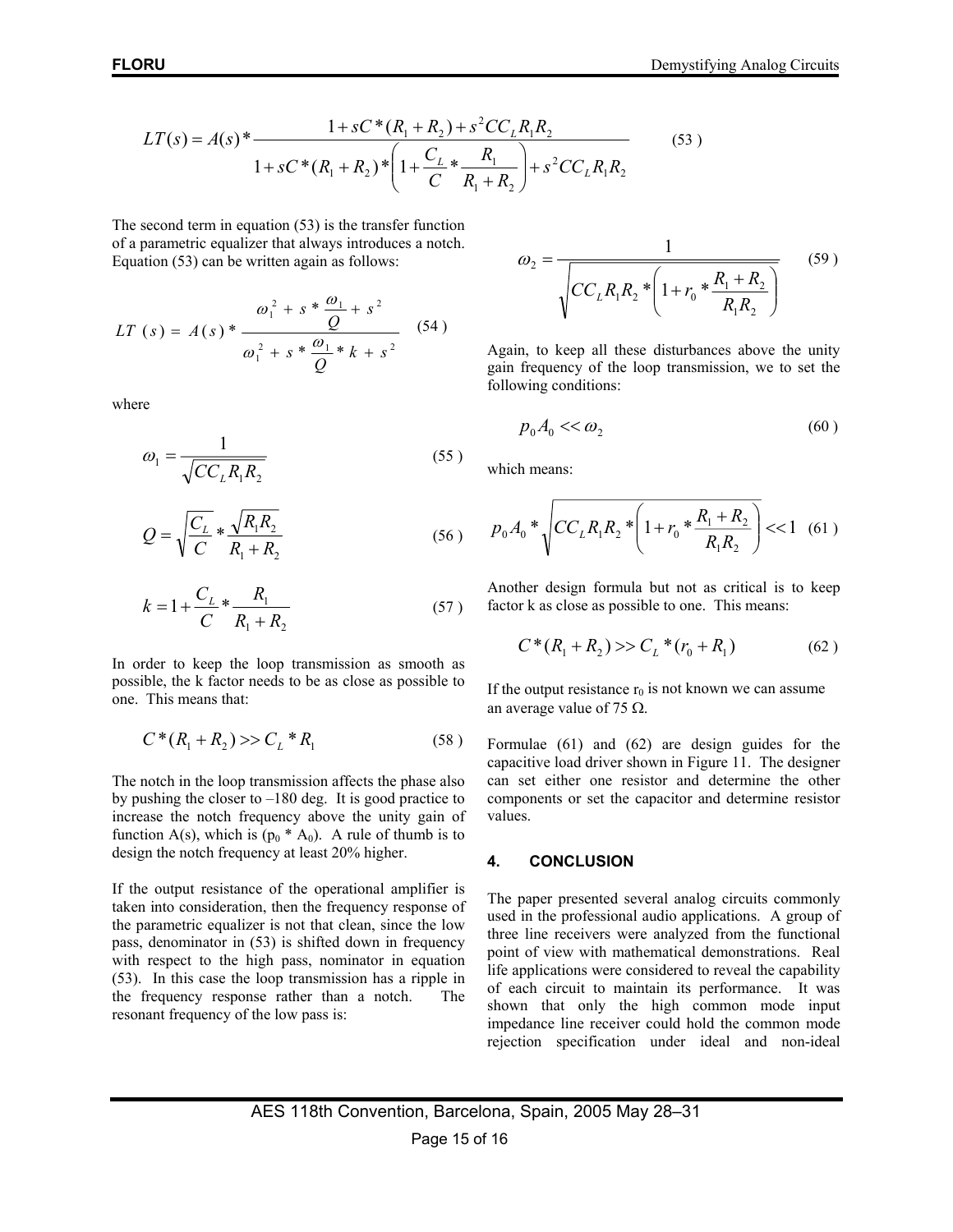$$LT(s) = A(s) * \frac{1 + sC*(R_1 + R_2) + s^2 CC_L R_1 R_2}{1 + sC*(R_1 + R_2)*\left(1 + \frac{C_L}{C} * \frac{R_1}{R_1 + R_2}\right) + s^2 CC_L R_1 R_2} \qquad (53)$$

The second term in equation (53) is the transfer function of a parametric equalizer that always introduces a notch. Equation (53) can be written again as follows:

$$LT\ (s) = A(s) * \frac{\omega_1^2 + s * \frac{\omega_1}{Q} + s^2}{\omega_1^2 + s * \frac{\omega_1}{Q} * k + s^2} \qquad (54)$$

where

$$\omega_1 = \frac{1}{\sqrt{CC_L R_1 R_2}} \qquad (55)$$

$$Q = \sqrt{\frac{C_L}{C}} * \frac{\sqrt{R_1 R_2}}{R_1 + R_2} \qquad (56)$$

$$k = 1 + \frac{C_L}{C} * \frac{R_1}{R_1 + R_2} \qquad (57)$$

In order to keep the loop transmission as smooth as possible, the k factor needs to be as close as possible to one. This means that:

$$C*(R_1 + R_2) >> C_L * R_1 \qquad (58)$$

The notch in the loop transmission affects the phase also by pushing the closer to –180 deg. It is good practice to increase the notch frequency above the unity gain of function A(s), which is ($p_0 * A_0$). A rule of thumb is to design the notch frequency at least 20% higher.

If the output resistance of the operational amplifier is taken into consideration, then the frequency response of the parametric equalizer is not that clean, since the low pass, denominator in (53) is shifted down in frequency with respect to the high pass, nominator in equation (53). In this case the loop transmission has a ripple in the frequency response rather than a notch. The resonant frequency of the low pass is:

$$\omega_2 = \frac{1}{\sqrt{CC_L R_1 R_2 * \left(1 + r_0 * \frac{R_1 + R_2}{R_1 R_2}\right)}} \qquad (59)$$

Again, to keep all these disturbances above the unity gain frequency of the loop transmission, we to set the following conditions:

$$p_0 A_0 << \omega_2 \qquad (60)$$

which means:

$$p_0 A_0 * \sqrt{CC_L R_1 R_2 * \left(1 + r_0 * \frac{R_1 + R_2}{R_1 R_2}\right)} << 1 \qquad (61)$$

Another design formula but not as critical is to keep factor k as close as possible to one. This means:

$$C*(R_1 + R_2) >> C_L * (r_0 + R_1) \qquad (62)$$

If the output resistance $r_0$ is not known we can assume an average value of 75 Ω.

Formulae (61) and (62) are design guides for the capacitive load driver shown in Figure 11. The designer can set either one resistor and determine the other components or set the capacitor and determine resistor values.

## 4. CONCLUSION

The paper presented several analog circuits commonly used in the professional audio applications. A group of three line receivers were analyzed from the functional point of view with mathematical demonstrations. Real life applications were considered to reveal the capability of each circuit to maintain its performance. It was shown that only the high common mode input impedance line receiver could hold the common mode rejection specification under ideal and non-ideal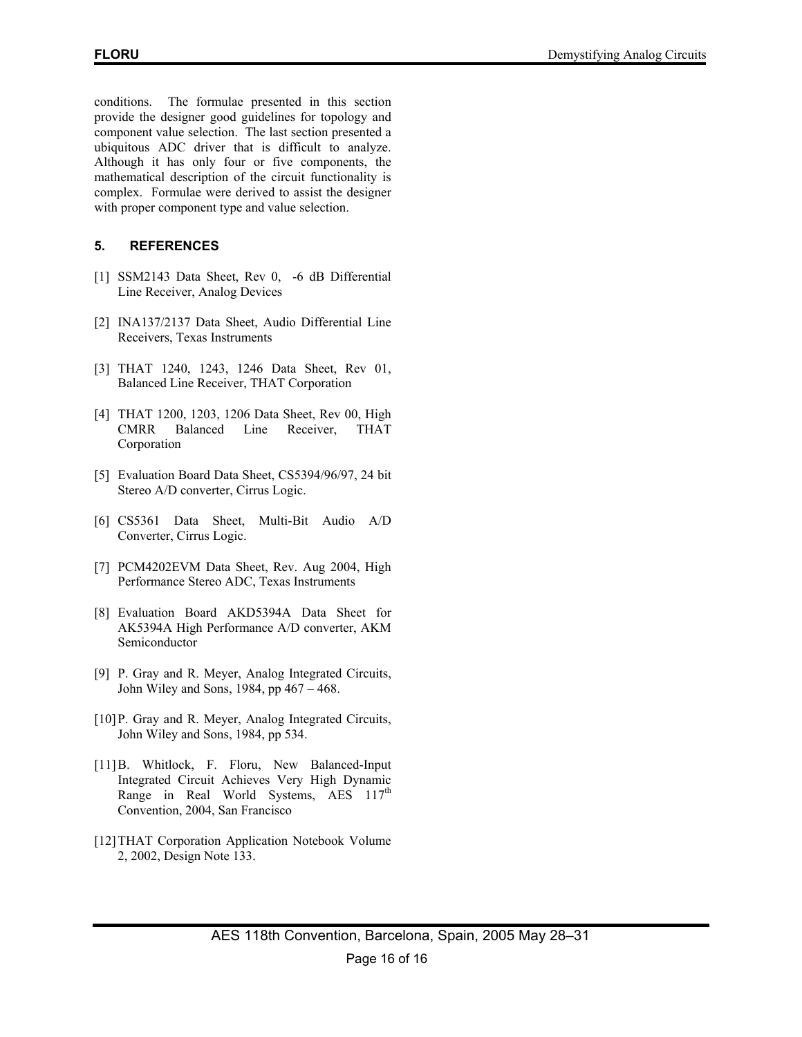conditions. The formulae presented in this section provide the designer good guidelines for topology and component value selection. The last section presented a ubiquitous ADC driver that is difficult to analyze. Although it has only four or five components, the mathematical description of the circuit functionality is complex. Formulae were derived to assist the designer with proper component type and value selection.

## 5. REFERENCES

[1] SSM2143 Data Sheet, Rev 0, -6 dB Differential Line Receiver, Analog Devices

[2] INA137/2137 Data Sheet, Audio Differential Line Receivers, Texas Instruments

[3] THAT 1240, 1243, 1246 Data Sheet, Rev 01, Balanced Line Receiver, THAT Corporation

[4] THAT 1200, 1203, 1206 Data Sheet, Rev 00, High CMRR Balanced Line Receiver, THAT Corporation

[5] Evaluation Board Data Sheet, CS5394/96/97, 24 bit Stereo A/D converter, Cirrus Logic.

[6] CS5361 Data Sheet, Multi-Bit Audio A/D Converter, Cirrus Logic.

[7] PCM4202EVM Data Sheet, Rev. Aug 2004, High Performance Stereo ADC, Texas Instruments

[8] Evaluation Board AKD5394A Data Sheet for AK5394A High Performance A/D converter, AKM Semiconductor

[9] P. Gray and R. Meyer, Analog Integrated Circuits, John Wiley and Sons, 1984, pp 467 – 468.

[10] P. Gray and R. Meyer, Analog Integrated Circuits, John Wiley and Sons, 1984, pp 534.

[11] B. Whitlock, F. Floru, New Balanced-Input Integrated Circuit Achieves Very High Dynamic Range in Real World Systems, AES 117th Convention, 2004, San Francisco

[12] THAT Corporation Application Notebook Volume 2, 2002, Design Note 133.